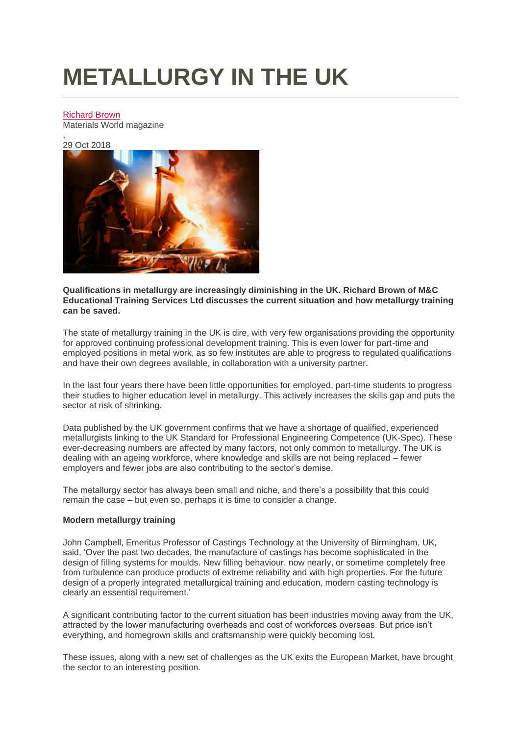# METALLURGY IN THE UK

Richard Brown
Materials World magazine

,
29 Oct 2018

**Qualifications in metallurgy are increasingly diminishing in the UK. Richard Brown of M&C Educational Training Services Ltd discusses the current situation and how metallurgy training can be saved.**

The state of metallurgy training in the UK is dire, with very few organisations providing the opportunity for approved continuing professional development training. This is even lower for part-time and employed positions in metal work, as so few institutes are able to progress to regulated qualifications and have their own degrees available, in collaboration with a university partner.

In the last four years there have been little opportunities for employed, part-time students to progress their studies to higher education level in metallurgy. This actively increases the skills gap and puts the sector at risk of shrinking.

Data published by the UK government confirms that we have a shortage of qualified, experienced metallurgists linking to the UK Standard for Professional Engineering Competence (UK-Spec). These ever-decreasing numbers are affected by many factors, not only common to metallurgy. The UK is dealing with an ageing workforce, where knowledge and skills are not being replaced – fewer employers and fewer jobs are also contributing to the sector's demise.

The metallurgy sector has always been small and niche, and there's a possibility that this could remain the case – but even so, perhaps it is time to consider a change.

**Modern metallurgy training**

John Campbell, Emeritus Professor of Castings Technology at the University of Birmingham, UK, said, 'Over the past two decades, the manufacture of castings has become sophisticated in the design of filling systems for moulds. New filling behaviour, now nearly, or sometime completely free from turbulence can produce products of extreme reliability and with high properties. For the future design of a properly integrated metallurgical training and education, modern casting technology is clearly an essential requirement.'

A significant contributing factor to the current situation has been industries moving away from the UK, attracted by the lower manufacturing overheads and cost of workforces overseas. But price isn't everything, and homegrown skills and craftsmanship were quickly becoming lost.

These issues, along with a new set of challenges as the UK exits the European Market, have brought the sector to an interesting position.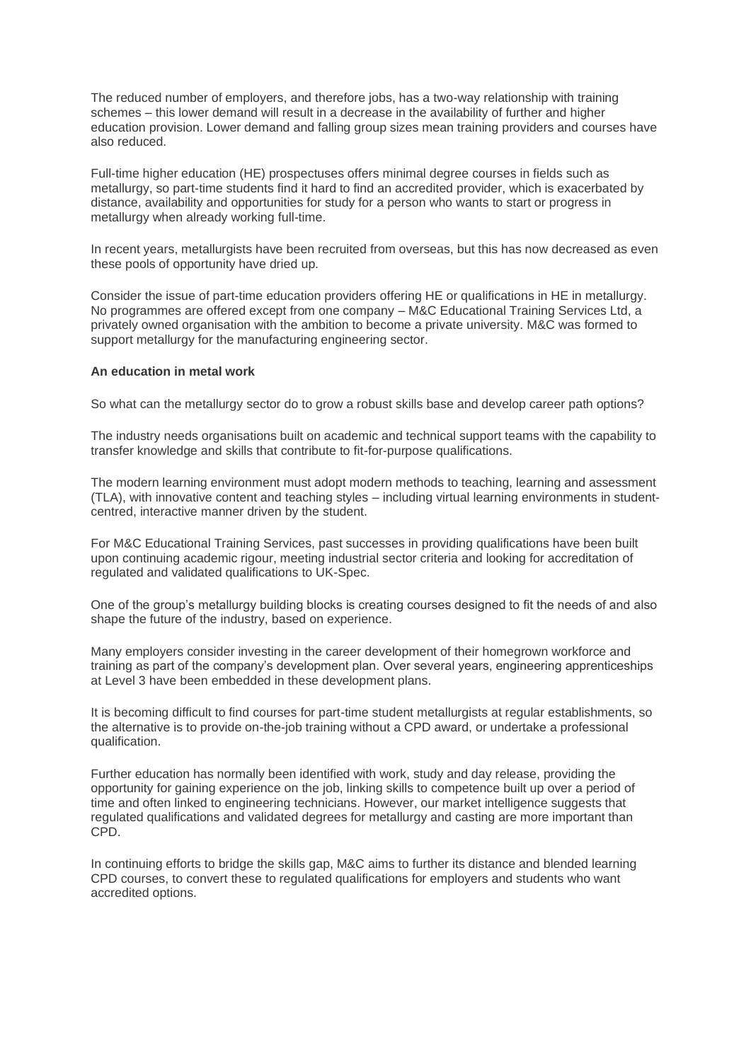The reduced number of employers, and therefore jobs, has a two-way relationship with training schemes – this lower demand will result in a decrease in the availability of further and higher education provision. Lower demand and falling group sizes mean training providers and courses have also reduced.

Full-time higher education (HE) prospectuses offers minimal degree courses in fields such as metallurgy, so part-time students find it hard to find an accredited provider, which is exacerbated by distance, availability and opportunities for study for a person who wants to start or progress in metallurgy when already working full-time.

In recent years, metallurgists have been recruited from overseas, but this has now decreased as even these pools of opportunity have dried up.

Consider the issue of part-time education providers offering HE or qualifications in HE in metallurgy. No programmes are offered except from one company – M&C Educational Training Services Ltd, a privately owned organisation with the ambition to become a private university. M&C was formed to support metallurgy for the manufacturing engineering sector.

**An education in metal work**

So what can the metallurgy sector do to grow a robust skills base and develop career path options?

The industry needs organisations built on academic and technical support teams with the capability to transfer knowledge and skills that contribute to fit-for-purpose qualifications.

The modern learning environment must adopt modern methods to teaching, learning and assessment (TLA), with innovative content and teaching styles – including virtual learning environments in student-centred, interactive manner driven by the student.

For M&C Educational Training Services, past successes in providing qualifications have been built upon continuing academic rigour, meeting industrial sector criteria and looking for accreditation of regulated and validated qualifications to UK-Spec.

One of the group's metallurgy building blocks is creating courses designed to fit the needs of and also shape the future of the industry, based on experience.

Many employers consider investing in the career development of their homegrown workforce and training as part of the company's development plan. Over several years, engineering apprenticeships at Level 3 have been embedded in these development plans.

It is becoming difficult to find courses for part-time student metallurgists at regular establishments, so the alternative is to provide on-the-job training without a CPD award, or undertake a professional qualification.

Further education has normally been identified with work, study and day release, providing the opportunity for gaining experience on the job, linking skills to competence built up over a period of time and often linked to engineering technicians. However, our market intelligence suggests that regulated qualifications and validated degrees for metallurgy and casting are more important than CPD.

In continuing efforts to bridge the skills gap, M&C aims to further its distance and blended learning CPD courses, to convert these to regulated qualifications for employers and students who want accredited options.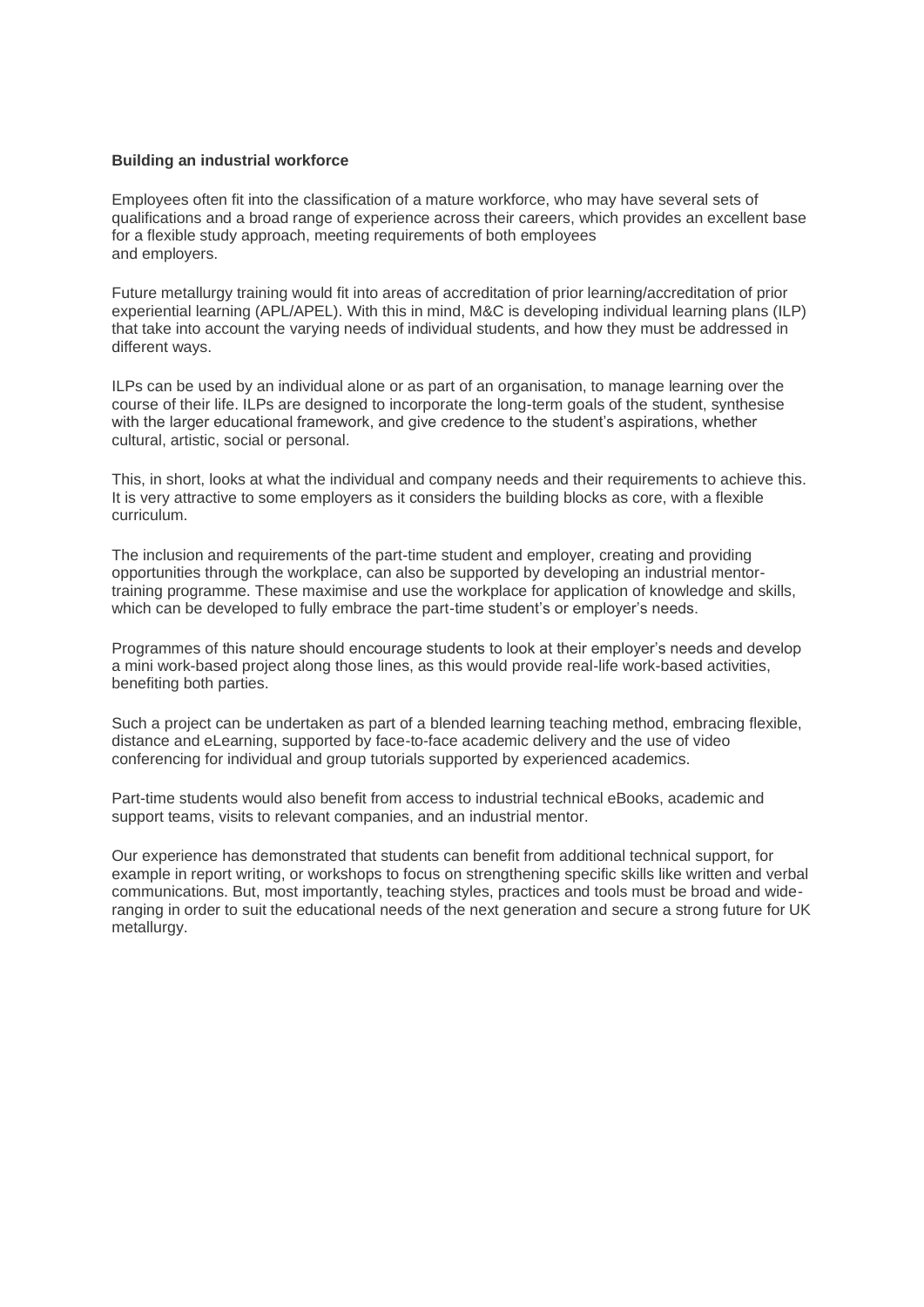**Building an industrial workforce**

Employees often fit into the classification of a mature workforce, who may have several sets of qualifications and a broad range of experience across their careers, which provides an excellent base for a flexible study approach, meeting requirements of both employees and employers.

Future metallurgy training would fit into areas of accreditation of prior learning/accreditation of prior experiential learning (APL/APEL). With this in mind, M&C is developing individual learning plans (ILP) that take into account the varying needs of individual students, and how they must be addressed in different ways.

ILPs can be used by an individual alone or as part of an organisation, to manage learning over the course of their life. ILPs are designed to incorporate the long-term goals of the student, synthesise with the larger educational framework, and give credence to the student's aspirations, whether cultural, artistic, social or personal.

This, in short, looks at what the individual and company needs and their requirements to achieve this. It is very attractive to some employers as it considers the building blocks as core, with a flexible curriculum.

The inclusion and requirements of the part-time student and employer, creating and providing opportunities through the workplace, can also be supported by developing an industrial mentor-training programme. These maximise and use the workplace for application of knowledge and skills, which can be developed to fully embrace the part-time student's or employer's needs.

Programmes of this nature should encourage students to look at their employer's needs and develop a mini work-based project along those lines, as this would provide real-life work-based activities, benefiting both parties.

Such a project can be undertaken as part of a blended learning teaching method, embracing flexible, distance and eLearning, supported by face-to-face academic delivery and the use of video conferencing for individual and group tutorials supported by experienced academics.

Part-time students would also benefit from access to industrial technical eBooks, academic and support teams, visits to relevant companies, and an industrial mentor.

Our experience has demonstrated that students can benefit from additional technical support, for example in report writing, or workshops to focus on strengthening specific skills like written and verbal communications. But, most importantly, teaching styles, practices and tools must be broad and wide-ranging in order to suit the educational needs of the next generation and secure a strong future for UK metallurgy.